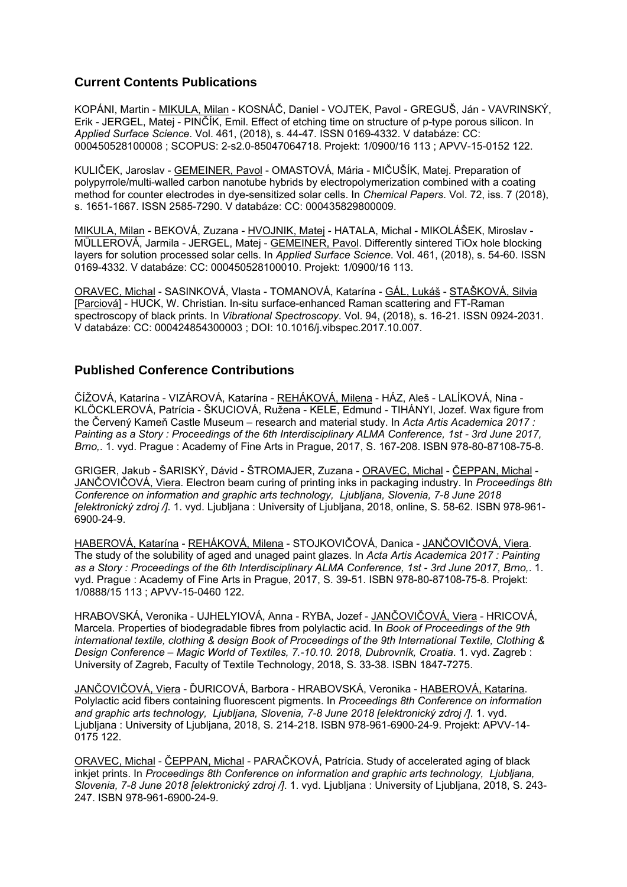## Current Contents Publications

KOPÁNI, Martin - MIKULA, Milan - KOSNÁČ, Daniel - VOJTEK, Pavol - GREGUŠ, Ján - VAVRINSKÝ, Erik - JERGEL, Matej - PINČÍK, Emil. Effect of etching time on structure of p-type porous silicon. In *Applied Surface Science*. Vol. 461, (2018), s. 44-47. ISSN 0169-4332. V databáze: CC: 000450528100008 ; SCOPUS: 2-s2.0-85047064718. Projekt: 1/0900/16 113 ; APVV-15-0152 122.

KULIČEK, Jaroslav - GEMEINER, Pavol - OMASTOVÁ, Mária - MIČUŠÍK, Matej. Preparation of polypyrrole/multi-walled carbon nanotube hybrids by electropolymerization combined with a coating method for counter electrodes in dye-sensitized solar cells. In *Chemical Papers*. Vol. 72, iss. 7 (2018), s. 1651-1667. ISSN 2585-7290. V databáze: CC: 000435829800009.

MIKULA, Milan - BEKOVÁ, Zuzana - HVOJNIK, Matej - HATALA, Michal - MIKOLÁŠEK, Miroslav - MÜLLEROVÁ, Jarmila - JERGEL, Matej - GEMEINER, Pavol. Differently sintered TiOx hole blocking layers for solution processed solar cells. In *Applied Surface Science*. Vol. 461, (2018), s. 54-60. ISSN 0169-4332. V databáze: CC: 000450528100010. Projekt: 1/0900/16 113.

ORAVEC, Michal - SASINKOVÁ, Vlasta - TOMANOVÁ, Katarína - GÁL, Lukáš - STAŠKOVÁ, Silvia [Parciová] - HUCK, W. Christian. In-situ surface-enhanced Raman scattering and FT-Raman spectroscopy of black prints. In *Vibrational Spectroscopy*. Vol. 94, (2018), s. 16-21. ISSN 0924-2031. V databáze: CC: 000424854300003 ; DOI: 10.1016/j.vibspec.2017.10.007.

## Published Conference Contributions

ČÍŽOVÁ, Katarína - VIZÁROVÁ, Katarína - REHÁKOVÁ, Milena - HÁZ, Aleš - LALÍKOVÁ, Nina - KLÖCKLEROVÁ, Patrícia - ŠKUCIOVÁ, Ružena - KELE, Edmund - TIHÁNYI, Jozef. Wax figure from the Červený Kameň Castle Museum – research and material study. In *Acta Artis Academica 2017 : Painting as a Story : Proceedings of the 6th Interdisciplinary ALMA Conference, 1st - 3rd June 2017, Brno,*. 1. vyd. Prague : Academy of Fine Arts in Prague, 2017, S. 167-208. ISBN 978-80-87108-75-8.

GRIGER, Jakub - ŠARISKÝ, Dávid - ŠTROMAJER, Zuzana - ORAVEC, Michal - ČEPPAN, Michal - JANČOVIČOVÁ, Viera. Electron beam curing of printing inks in packaging industry. In *Proceedings 8th Conference on information and graphic arts technology, Ljubljana, Slovenia, 7-8 June 2018 [elektronický zdroj /]*. 1. vyd. Ljubljana : University of Ljubljana, 2018, online, S. 58-62. ISBN 978-961-6900-24-9.

HABEROVÁ, Katarína - REHÁKOVÁ, Milena - STOJKOVIČOVÁ, Danica - JANČOVIČOVÁ, Viera. The study of the solubility of aged and unaged paint glazes. In *Acta Artis Academica 2017 : Painting as a Story : Proceedings of the 6th Interdisciplinary ALMA Conference, 1st - 3rd June 2017, Brno,*. 1. vyd. Prague : Academy of Fine Arts in Prague, 2017, S. 39-51. ISBN 978-80-87108-75-8. Projekt: 1/0888/15 113 ; APVV-15-0460 122.

HRABOVSKÁ, Veronika - UJHELYIOVÁ, Anna - RYBA, Jozef - JANČOVIČOVÁ, Viera - HRICOVÁ, Marcela. Properties of biodegradable fibres from polylactic acid. In *Book of Proceedings of the 9th international textile, clothing & design Book of Proceedings of the 9th International Textile, Clothing & Design Conference – Magic World of Textiles, 7.-10.10. 2018, Dubrovník, Croatia*. 1. vyd. Zagreb : University of Zagreb, Faculty of Textile Technology, 2018, S. 33-38. ISBN 1847-7275.

JANČOVIČOVÁ, Viera - ĎURICOVÁ, Barbora - HRABOVSKÁ, Veronika - HABEROVÁ, Katarína. Polylactic acid fibers containing fluorescent pigments. In *Proceedings 8th Conference on information and graphic arts technology, Ljubljana, Slovenia, 7-8 June 2018 [elektronický zdroj /]*. 1. vyd. Ljubljana : University of Ljubljana, 2018, S. 214-218. ISBN 978-961-6900-24-9. Projekt: APVV-14-0175 122.

ORAVEC, Michal - ČEPPAN, Michal - PARAČKOVÁ, Patrícia. Study of accelerated aging of black inkjet prints. In *Proceedings 8th Conference on information and graphic arts technology, Ljubljana, Slovenia, 7-8 June 2018 [elektronický zdroj /]*. 1. vyd. Ljubljana : University of Ljubljana, 2018, S. 243-247. ISBN 978-961-6900-24-9.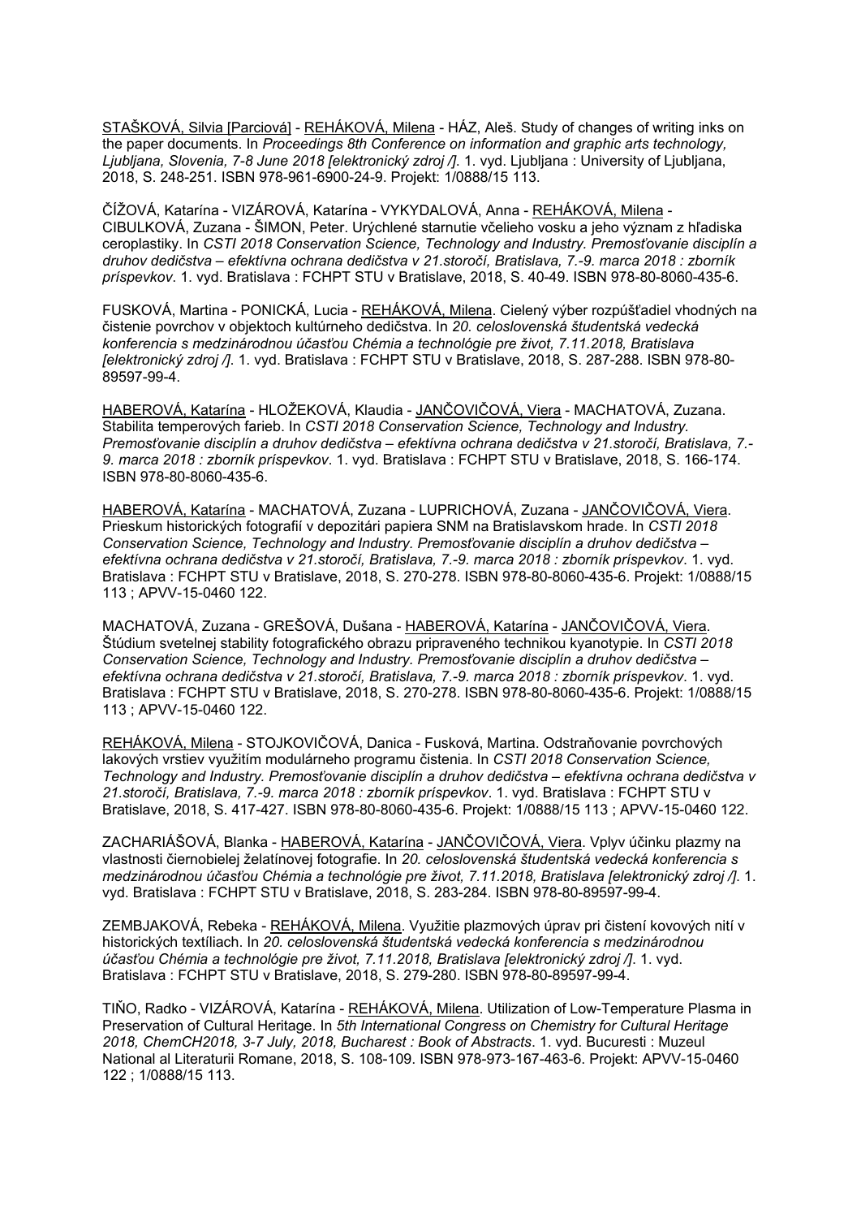STAŠKOVÁ, Silvia [Parciová] - REHÁKOVÁ, Milena - HÁZ, Aleš. Study of changes of writing inks on the paper documents. In *Proceedings 8th Conference on information and graphic arts technology, Ljubljana, Slovenia, 7-8 June 2018 [elektronický zdroj /]*. 1. vyd. Ljubljana : University of Ljubljana, 2018, S. 248-251. ISBN 978-961-6900-24-9. Projekt: 1/0888/15 113.

ČÍŽOVÁ, Katarína - VIZÁROVÁ, Katarína - VYKYDALOVÁ, Anna - REHÁKOVÁ, Milena - CIBULKOVÁ, Zuzana - ŠIMON, Peter. Urýchlené starnutie včelieho vosku a jeho význam z hľadiska ceroplastiky. In *CSTI 2018 Conservation Science, Technology and Industry. Premosťovanie disciplín a druhov dedičstva – efektívna ochrana dedičstva v 21.storočí, Bratislava, 7.-9. marca 2018 : zborník príspevkov*. 1. vyd. Bratislava : FCHPT STU v Bratislave, 2018, S. 40-49. ISBN 978-80-8060-435-6.

FUSKOVÁ, Martina - PONICKÁ, Lucia - REHÁKOVÁ, Milena. Cielený výber rozpúšťadiel vhodných na čistenie povrchov v objektoch kultúrneho dedičstva. In *20. celoslovenská študentská vedecká konferencia s medzinárodnou účasťou Chémia a technológie pre život, 7.11.2018, Bratislava [elektronický zdroj /]*. 1. vyd. Bratislava : FCHPT STU v Bratislave, 2018, S. 287-288. ISBN 978-80-89597-99-4.

HABEROVÁ, Katarína - HLOŽEKOVÁ, Klaudia - JANČOVIČOVÁ, Viera - MACHATOVÁ, Zuzana. Stabilita temperových farieb. In *CSTI 2018 Conservation Science, Technology and Industry. Premosťovanie disciplín a druhov dedičstva – efektívna ochrana dedičstva v 21.storočí, Bratislava, 7.-9. marca 2018 : zborník príspevkov*. 1. vyd. Bratislava : FCHPT STU v Bratislave, 2018, S. 166-174. ISBN 978-80-8060-435-6.

HABEROVÁ, Katarína - MACHATOVÁ, Zuzana - LUPRICHOVÁ, Zuzana - JANČOVIČOVÁ, Viera. Prieskum historických fotografií v depozitári papiera SNM na Bratislavskom hrade. In *CSTI 2018 Conservation Science, Technology and Industry. Premosťovanie disciplín a druhov dedičstva – efektívna ochrana dedičstva v 21.storočí, Bratislava, 7.-9. marca 2018 : zborník príspevkov*. 1. vyd. Bratislava : FCHPT STU v Bratislave, 2018, S. 270-278. ISBN 978-80-8060-435-6. Projekt: 1/0888/15 113 ; APVV-15-0460 122.

MACHATOVÁ, Zuzana - GREŠOVÁ, Dušana - HABEROVÁ, Katarína - JANČOVIČOVÁ, Viera. Štúdium svetelnej stability fotografického obrazu pripraveného technikou kyanotypie. In *CSTI 2018 Conservation Science, Technology and Industry. Premosťovanie disciplín a druhov dedičstva – efektívna ochrana dedičstva v 21.storočí, Bratislava, 7.-9. marca 2018 : zborník príspevkov*. 1. vyd. Bratislava : FCHPT STU v Bratislave, 2018, S. 270-278. ISBN 978-80-8060-435-6. Projekt: 1/0888/15 113 ; APVV-15-0460 122.

REHÁKOVÁ, Milena - STOJKOVIČOVÁ, Danica - Fusková, Martina. Odstraňovanie povrchových lakových vrstiev využitím modulárneho programu čistenia. In *CSTI 2018 Conservation Science, Technology and Industry. Premosťovanie disciplín a druhov dedičstva – efektívna ochrana dedičstva v 21.storočí, Bratislava, 7.-9. marca 2018 : zborník príspevkov*. 1. vyd. Bratislava : FCHPT STU v Bratislave, 2018, S. 417-427. ISBN 978-80-8060-435-6. Projekt: 1/0888/15 113 ; APVV-15-0460 122.

ZACHARIÁŠOVÁ, Blanka - HABEROVÁ, Katarína - JANČOVIČOVÁ, Viera. Vplyv účinku plazmy na vlastnosti čiernobielej želatínovej fotografie. In *20. celoslovenská študentská vedecká konferencia s medzinárodnou účasťou Chémia a technológie pre život, 7.11.2018, Bratislava [elektronický zdroj /]*. 1. vyd. Bratislava : FCHPT STU v Bratislave, 2018, S. 283-284. ISBN 978-80-89597-99-4.

ZEMBJAKOVÁ, Rebeka - REHÁKOVÁ, Milena. Využitie plazmových úprav pri čistení kovových nití v historických textíliach. In *20. celoslovenská študentská vedecká konferencia s medzinárodnou účasťou Chémia a technológie pre život, 7.11.2018, Bratislava [elektronický zdroj /]*. 1. vyd. Bratislava : FCHPT STU v Bratislave, 2018, S. 279-280. ISBN 978-80-89597-99-4.

TIŇO, Radko - VIZÁROVÁ, Katarína - REHÁKOVÁ, Milena. Utilization of Low-Temperature Plasma in Preservation of Cultural Heritage. In *5th International Congress on Chemistry for Cultural Heritage 2018, ChemCH2018, 3-7 July, 2018, Bucharest : Book of Abstracts*. 1. vyd. Bucuresti : Muzeul National al Literaturii Romane, 2018, S. 108-109. ISBN 978-973-167-463-6. Projekt: APVV-15-0460 122 ; 1/0888/15 113.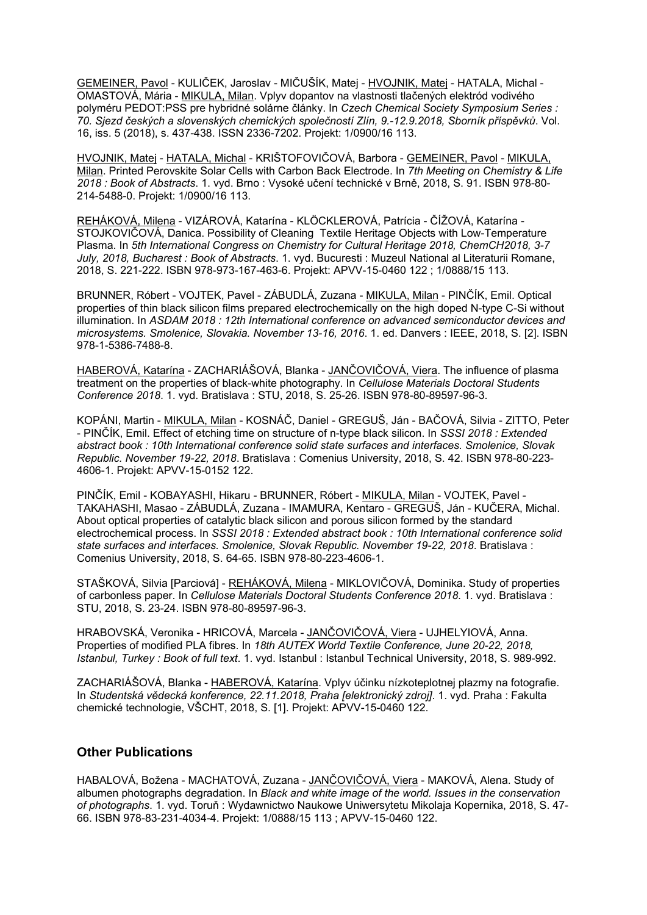GEMEINER, Pavol - KULIČEK, Jaroslav - MIČUŠÍK, Matej - HVOJNIK, Matej - HATALA, Michal - OMASTOVÁ, Mária - MIKULA, Milan. Vplyv dopantov na vlastnosti tlačených elektród vodivého polyméru PEDOT:PSS pre hybridné solárne články. In *Czech Chemical Society Symposium Series : 70. Sjezd českých a slovenských chemických společností Zlín, 9.-12.9.2018, Sborník příspěvků*. Vol. 16, iss. 5 (2018), s. 437-438. ISSN 2336-7202. Projekt: 1/0900/16 113.

HVOJNIK, Matej - HATALA, Michal - KRIŠTOFOVIČOVÁ, Barbora - GEMEINER, Pavol - MIKULA, Milan. Printed Perovskite Solar Cells with Carbon Back Electrode. In *7th Meeting on Chemistry & Life 2018 : Book of Abstracts*. 1. vyd. Brno : Vysoké učení technické v Brně, 2018, S. 91. ISBN 978-80-214-5488-0. Projekt: 1/0900/16 113.

REHÁKOVÁ, Milena - VIZÁROVÁ, Katarína - KLÖCKLEROVÁ, Patrícia - ČÍŽOVÁ, Katarína - STOJKOVIČOVÁ, Danica. Possibility of Cleaning Textile Heritage Objects with Low-Temperature Plasma. In *5th International Congress on Chemistry for Cultural Heritage 2018, ChemCH2018, 3-7 July, 2018, Bucharest : Book of Abstracts*. 1. vyd. Bucuresti : Muzeul National al Literaturii Romane, 2018, S. 221-222. ISBN 978-973-167-463-6. Projekt: APVV-15-0460 122 ; 1/0888/15 113.

BRUNNER, Róbert - VOJTEK, Pavel - ZÁBUDLÁ, Zuzana - MIKULA, Milan - PINČÍK, Emil. Optical properties of thin black silicon films prepared electrochemically on the high doped N-type C-Si without illumination. In *ASDAM 2018 : 12th International conference on advanced semiconductor devices and microsystems. Smolenice, Slovakia. November 13-16, 2016*. 1. ed. Danvers : IEEE, 2018, S. [2]. ISBN 978-1-5386-7488-8.

HABEROVÁ, Katarína - ZACHARIÁŠOVÁ, Blanka - JANČOVIČOVÁ, Viera. The influence of plasma treatment on the properties of black-white photography. In *Cellulose Materials Doctoral Students Conference 2018*. 1. vyd. Bratislava : STU, 2018, S. 25-26. ISBN 978-80-89597-96-3.

KOPÁNI, Martin - MIKULA, Milan - KOSNÁČ, Daniel - GREGUŠ, Ján - BAČOVÁ, Silvia - ZITTO, Peter - PINČÍK, Emil. Effect of etching time on structure of n-type black silicon. In *SSSI 2018 : Extended abstract book : 10th International conference solid state surfaces and interfaces. Smolenice, Slovak Republic. November 19-22, 2018*. Bratislava : Comenius University, 2018, S. 42. ISBN 978-80-223-4606-1. Projekt: APVV-15-0152 122.

PINČÍK, Emil - KOBAYASHI, Hikaru - BRUNNER, Róbert - MIKULA, Milan - VOJTEK, Pavel - TAKAHASHI, Masao - ZÁBUDLÁ, Zuzana - IMAMURA, Kentaro - GREGUŠ, Ján - KUČERA, Michal. About optical properties of catalytic black silicon and porous silicon formed by the standard electrochemical process. In *SSSI 2018 : Extended abstract book : 10th International conference solid state surfaces and interfaces. Smolenice, Slovak Republic. November 19-22, 2018*. Bratislava : Comenius University, 2018, S. 64-65. ISBN 978-80-223-4606-1.

STAŠKOVÁ, Silvia [Parciová] - REHÁKOVÁ, Milena - MIKLOVIČOVÁ, Dominika. Study of properties of carbonless paper. In *Cellulose Materials Doctoral Students Conference 2018*. 1. vyd. Bratislava : STU, 2018, S. 23-24. ISBN 978-80-89597-96-3.

HRABOVSKÁ, Veronika - HRICOVÁ, Marcela - JANČOVIČOVÁ, Viera - UJHELYIOVÁ, Anna. Properties of modified PLA fibres. In *18th AUTEX World Textile Conference, June 20-22, 2018, Istanbul, Turkey : Book of full text*. 1. vyd. Istanbul : Istanbul Technical University, 2018, S. 989-992.

ZACHARIÁŠOVÁ, Blanka - HABEROVÁ, Katarína. Vplyv účinku nízkoteplotnej plazmy na fotografie. In *Studentská vědecká konference, 22.11.2018, Praha [elektronický zdroj]*. 1. vyd. Praha : Fakulta chemické technologie, VŠCHT, 2018, S. [1]. Projekt: APVV-15-0460 122.

## Other Publications

HABALOVÁ, Božena - MACHATOVÁ, Zuzana - JANČOVIČOVÁ, Viera - MAKOVÁ, Alena. Study of albumen photographs degradation. In *Black and white image of the world. Issues in the conservation of photographs*. 1. vyd. Toruň : Wydawnictwo Naukowe Uniwersytetu Mikolaja Kopernika, 2018, S. 47-66. ISBN 978-83-231-4034-4. Projekt: 1/0888/15 113 ; APVV-15-0460 122.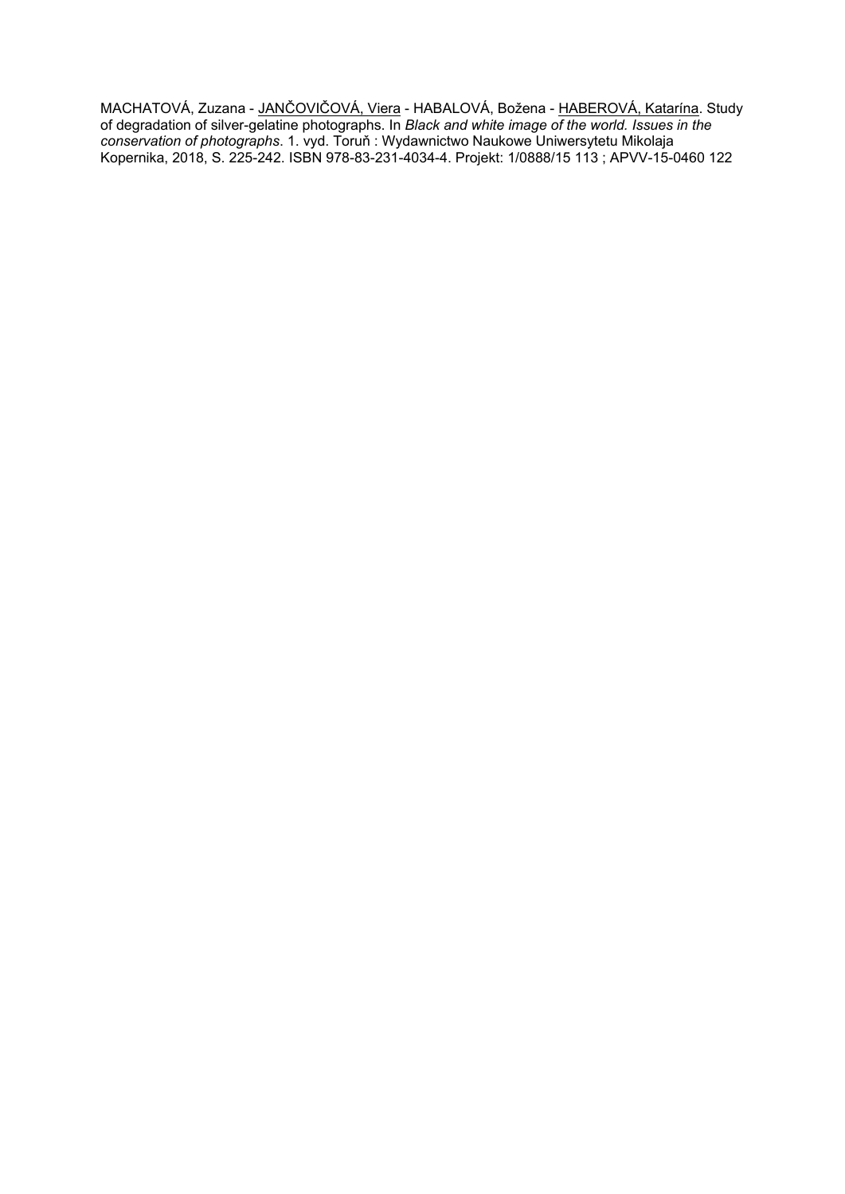MACHATOVÁ, Zuzana - JANČOVIČOVÁ, Viera - HABALOVÁ, Božena - HABEROVÁ, Katarína. Study of degradation of silver-gelatine photographs. In *Black and white image of the world. Issues in the conservation of photographs*. 1. vyd. Toruň : Wydawnictwo Naukowe Uniwersytetu Mikolaja Kopernika, 2018, S. 225-242. ISBN 978-83-231-4034-4. Projekt: 1/0888/15 113 ; APVV-15-0460 122